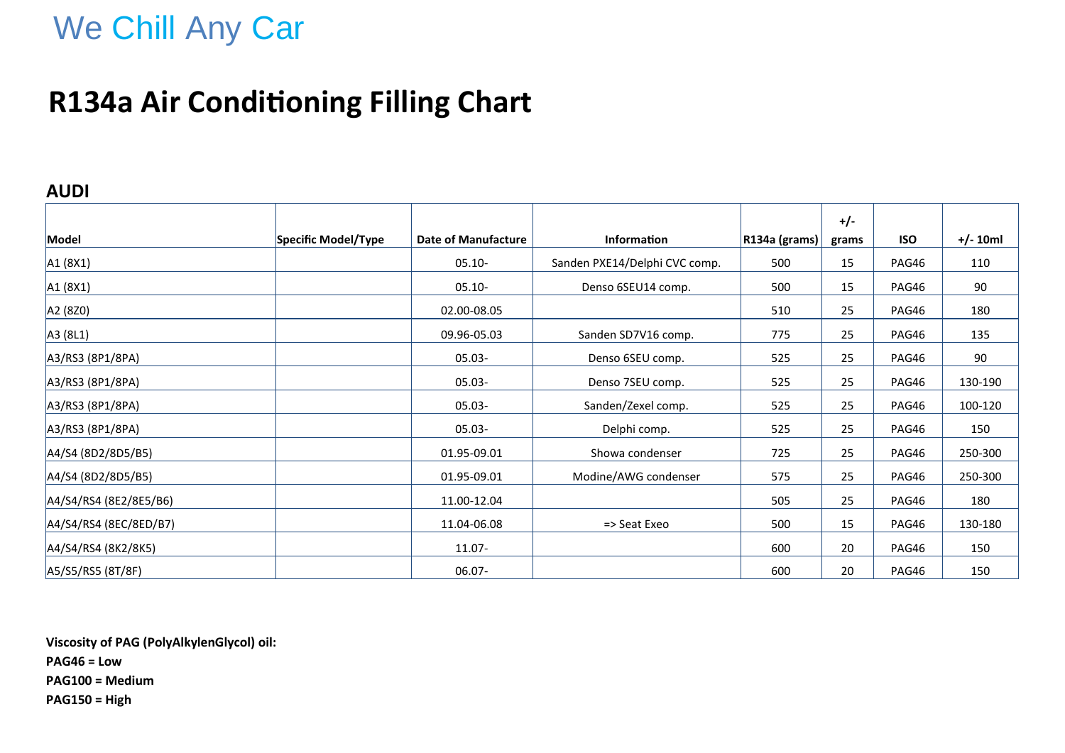We Chill Any Car

# R134a Air Conditioning Filling Chart

## AUDI

| Model | Specific Model/Type | Date of Manufacture | Information | R134a (grams) | +/- grams | ISO | +/- 10ml |
|---|---|---|---|---|---|---|---|
| A1 (8X1) | | 05.10- | Sanden PXE14/Delphi CVC comp. | 500 | 15 | PAG46 | 110 |
| A1 (8X1) | | 05.10- | Denso 6SEU14 comp. | 500 | 15 | PAG46 | 90 |
| A2 (8Z0) | | 02.00-08.05 | | 510 | 25 | PAG46 | 180 |
| A3 (8L1) | | 09.96-05.03 | Sanden SD7V16 comp. | 775 | 25 | PAG46 | 135 |
| A3/RS3 (8P1/8PA) | | 05.03- | Denso 6SEU comp. | 525 | 25 | PAG46 | 90 |
| A3/RS3 (8P1/8PA) | | 05.03- | Denso 7SEU comp. | 525 | 25 | PAG46 | 130-190 |
| A3/RS3 (8P1/8PA) | | 05.03- | Sanden/Zexel comp. | 525 | 25 | PAG46 | 100-120 |
| A3/RS3 (8P1/8PA) | | 05.03- | Delphi comp. | 525 | 25 | PAG46 | 150 |
| A4/S4 (8D2/8D5/B5) | | 01.95-09.01 | Showa condenser | 725 | 25 | PAG46 | 250-300 |
| A4/S4 (8D2/8D5/B5) | | 01.95-09.01 | Modine/AWG condenser | 575 | 25 | PAG46 | 250-300 |
| A4/S4/RS4 (8E2/8E5/B6) | | 11.00-12.04 | | 505 | 25 | PAG46 | 180 |
| A4/S4/RS4 (8EC/8ED/B7) | | 11.04-06.08 | => Seat Exeo | 500 | 15 | PAG46 | 130-180 |
| A4/S4/RS4 (8K2/8K5) | | 11.07- | | 600 | 20 | PAG46 | 150 |
| A5/S5/RS5 (8T/8F) | | 06.07- | | 600 | 20 | PAG46 | 150 |

**Viscosity of PAG (PolyAlkylenGlycol) oil:**
**PAG46 = Low**
**PAG100 = Medium**
**PAG150 = High**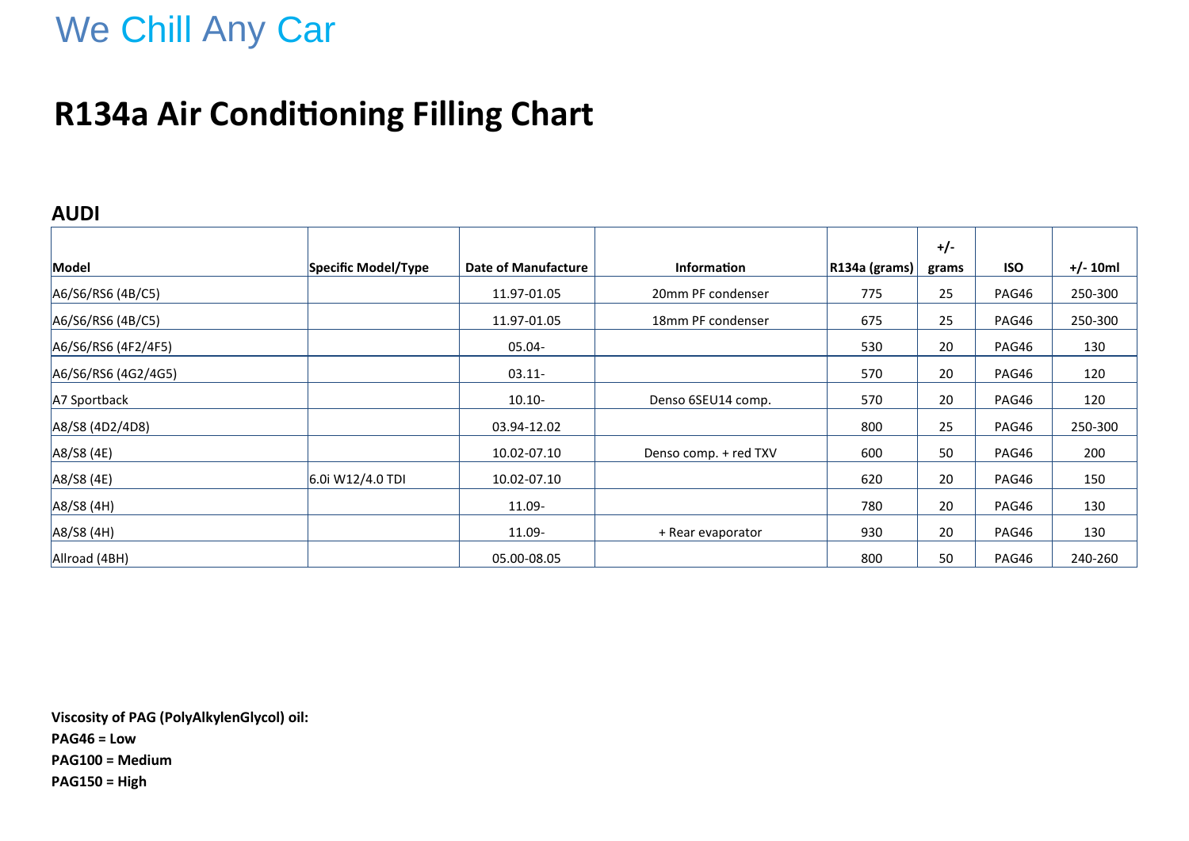We Chill Any Car

# R134a Air Conditioning Filling Chart

## AUDI

| Model | Specific Model/Type | Date of Manufacture | Information | R134a (grams) | +/- grams | ISO | +/- 10ml |
|---|---|---|---|---|---|---|---|
| A6/S6/RS6 (4B/C5) | | 11.97-01.05 | 20mm PF condenser | 775 | 25 | PAG46 | 250-300 |
| A6/S6/RS6 (4B/C5) | | 11.97-01.05 | 18mm PF condenser | 675 | 25 | PAG46 | 250-300 |
| A6/S6/RS6 (4F2/4F5) | | 05.04- | | 530 | 20 | PAG46 | 130 |
| A6/S6/RS6 (4G2/4G5) | | 03.11- | | 570 | 20 | PAG46 | 120 |
| A7 Sportback | | 10.10- | Denso 6SEU14 comp. | 570 | 20 | PAG46 | 120 |
| A8/S8 (4D2/4D8) | | 03.94-12.02 | | 800 | 25 | PAG46 | 250-300 |
| A8/S8 (4E) | | 10.02-07.10 | Denso comp. + red TXV | 600 | 50 | PAG46 | 200 |
| A8/S8 (4E) | 6.0i W12/4.0 TDI | 10.02-07.10 | | 620 | 20 | PAG46 | 150 |
| A8/S8 (4H) | | 11.09- | | 780 | 20 | PAG46 | 130 |
| A8/S8 (4H) | | 11.09- | + Rear evaporator | 930 | 20 | PAG46 | 130 |
| Allroad (4BH) | | 05.00-08.05 | | 800 | 50 | PAG46 | 240-260 |

**Viscosity of PAG (PolyAlkylenGlycol) oil:**
**PAG46 = Low**
**PAG100 = Medium**
**PAG150 = High**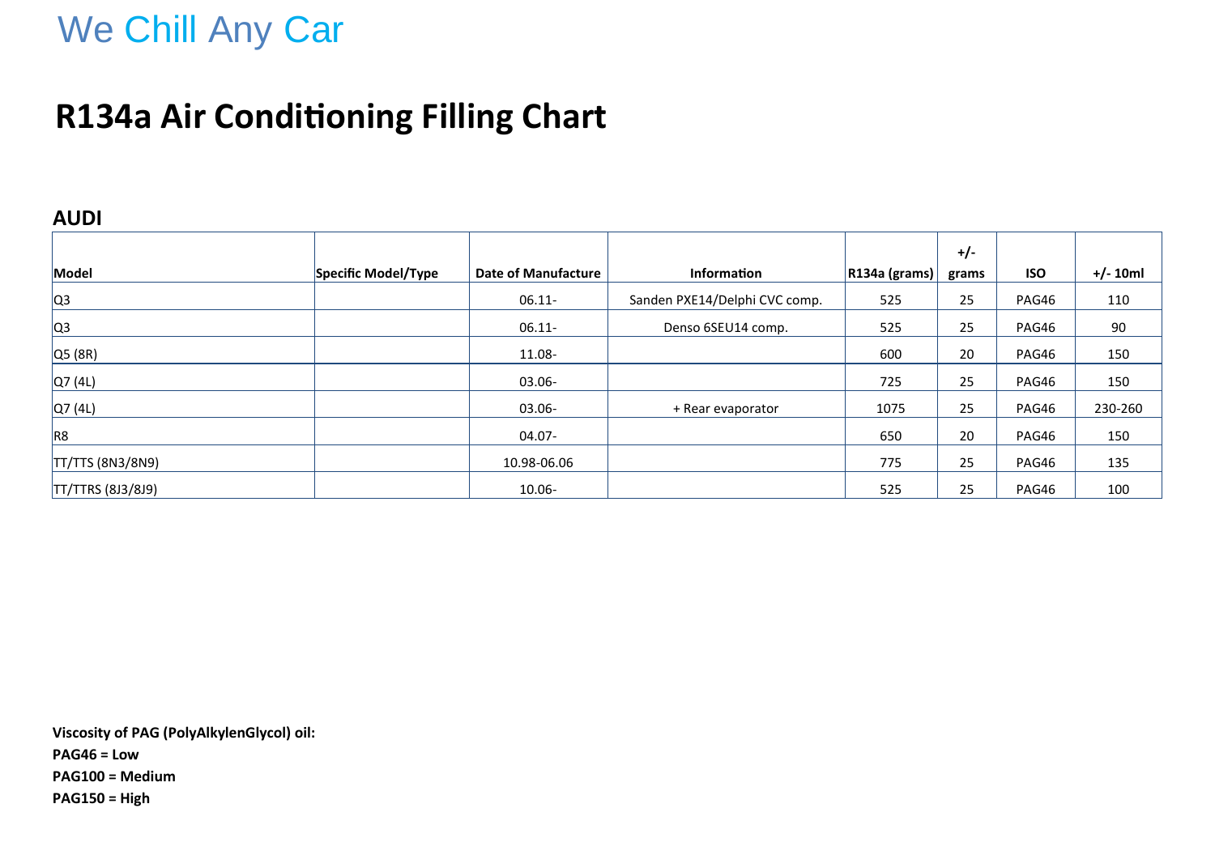We Chill Any Car

# R134a Air Conditioning Filling Chart

## AUDI

| Model | Specific Model/Type | Date of Manufacture | Information | R134a (grams) | +/- grams | ISO | +/- 10ml |
|---|---|---|---|---|---|---|---|
| Q3 | | 06.11- | Sanden PXE14/Delphi CVC comp. | 525 | 25 | PAG46 | 110 |
| Q3 | | 06.11- | Denso 6SEU14 comp. | 525 | 25 | PAG46 | 90 |
| Q5 (8R) | | 11.08- | | 600 | 20 | PAG46 | 150 |
| Q7 (4L) | | 03.06- | | 725 | 25 | PAG46 | 150 |
| Q7 (4L) | | 03.06- | + Rear evaporator | 1075 | 25 | PAG46 | 230-260 |
| R8 | | 04.07- | | 650 | 20 | PAG46 | 150 |
| TT/TTS (8N3/8N9) | | 10.98-06.06 | | 775 | 25 | PAG46 | 135 |
| TT/TTRS (8J3/8J9) | | 10.06- | | 525 | 25 | PAG46 | 100 |

**Viscosity of PAG (PolyAlkylenGlycol) oil:**
**PAG46 = Low**
**PAG100 = Medium**
**PAG150 = High**